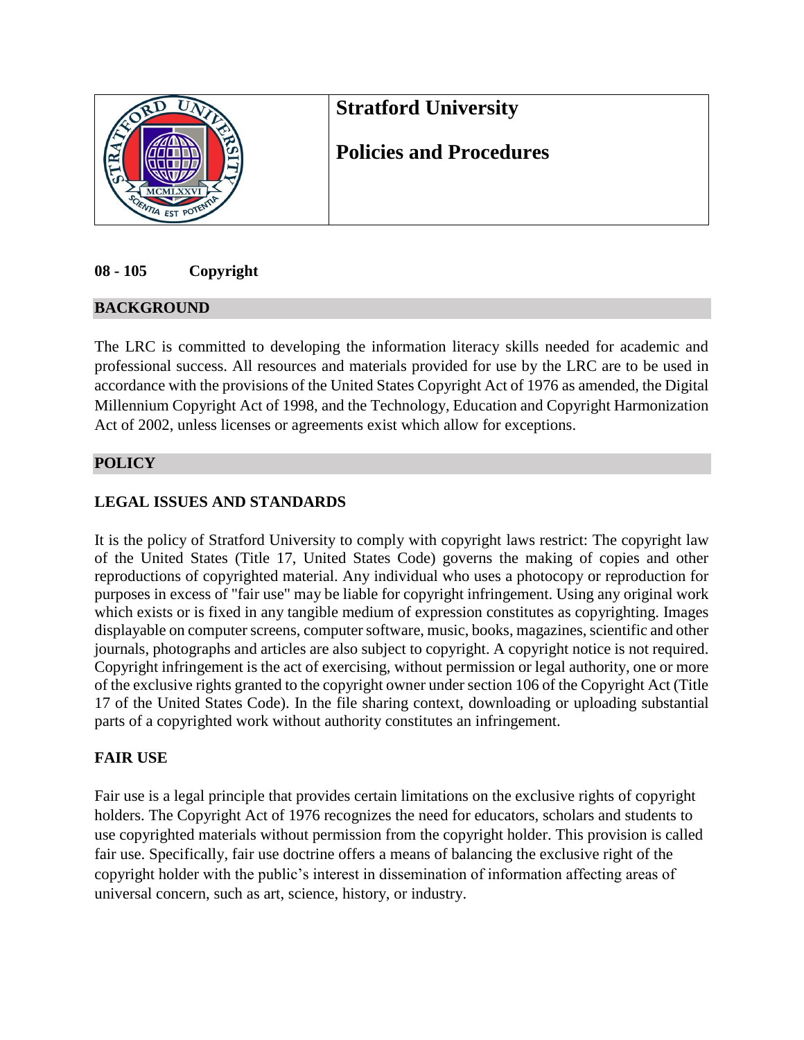# Stratford University

# Policies and Procedures

## 08 - 105 Copyright

### BACKGROUND

The LRC is committed to developing the information literacy skills needed for academic and professional success. All resources and materials provided for use by the LRC are to be used in accordance with the provisions of the United States Copyright Act of 1976 as amended, the Digital Millennium Copyright Act of 1998, and the Technology, Education and Copyright Harmonization Act of 2002, unless licenses or agreements exist which allow for exceptions.

### POLICY

#### LEGAL ISSUES AND STANDARDS

It is the policy of Stratford University to comply with copyright laws restrict: The copyright law of the United States (Title 17, United States Code) governs the making of copies and other reproductions of copyrighted material. Any individual who uses a photocopy or reproduction for purposes in excess of "fair use" may be liable for copyright infringement. Using any original work which exists or is fixed in any tangible medium of expression constitutes as copyrighting. Images displayable on computer screens, computer software, music, books, magazines, scientific and other journals, photographs and articles are also subject to copyright. A copyright notice is not required. Copyright infringement is the act of exercising, without permission or legal authority, one or more of the exclusive rights granted to the copyright owner under section 106 of the Copyright Act (Title 17 of the United States Code). In the file sharing context, downloading or uploading substantial parts of a copyrighted work without authority constitutes an infringement.

#### FAIR USE

Fair use is a legal principle that provides certain limitations on the exclusive rights of copyright holders. The Copyright Act of 1976 recognizes the need for educators, scholars and students to use copyrighted materials without permission from the copyright holder. This provision is called fair use. Specifically, fair use doctrine offers a means of balancing the exclusive right of the copyright holder with the public's interest in dissemination of information affecting areas of universal concern, such as art, science, history, or industry.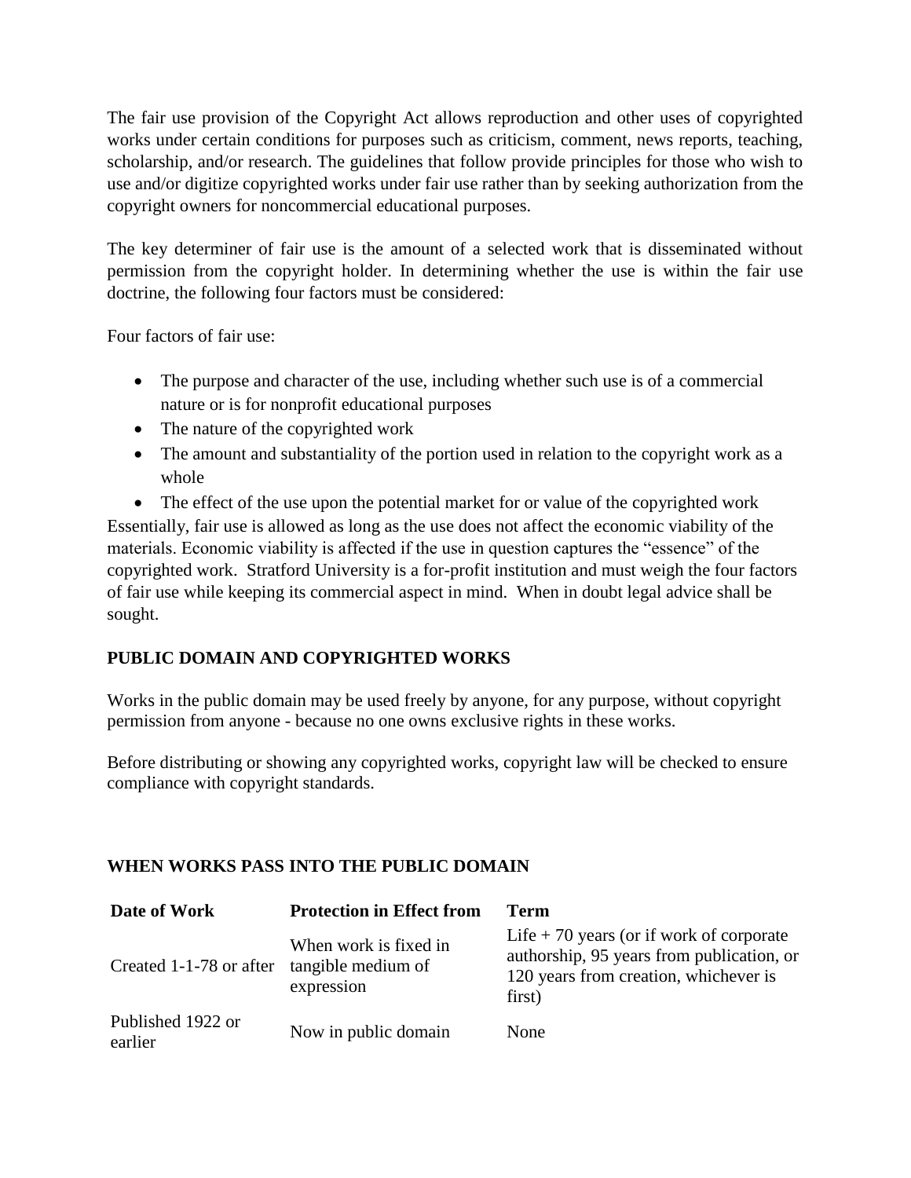The fair use provision of the Copyright Act allows reproduction and other uses of copyrighted works under certain conditions for purposes such as criticism, comment, news reports, teaching, scholarship, and/or research. The guidelines that follow provide principles for those who wish to use and/or digitize copyrighted works under fair use rather than by seeking authorization from the copyright owners for noncommercial educational purposes.

The key determiner of fair use is the amount of a selected work that is disseminated without permission from the copyright holder. In determining whether the use is within the fair use doctrine, the following four factors must be considered:

Four factors of fair use:

- The purpose and character of the use, including whether such use is of a commercial nature or is for nonprofit educational purposes
- The nature of the copyrighted work
- The amount and substantiality of the portion used in relation to the copyright work as a whole
- The effect of the use upon the potential market for or value of the copyrighted work

Essentially, fair use is allowed as long as the use does not affect the economic viability of the materials. Economic viability is affected if the use in question captures the "essence" of the copyrighted work. Stratford University is a for-profit institution and must weigh the four factors of fair use while keeping its commercial aspect in mind. When in doubt legal advice shall be sought.

## PUBLIC DOMAIN AND COPYRIGHTED WORKS

Works in the public domain may be used freely by anyone, for any purpose, without copyright permission from anyone - because no one owns exclusive rights in these works.

Before distributing or showing any copyrighted works, copyright law will be checked to ensure compliance with copyright standards.

## WHEN WORKS PASS INTO THE PUBLIC DOMAIN

| Date of Work | Protection in Effect from | Term |
|---|---|---|
| Created 1-1-78 or after | When work is fixed in tangible medium of expression | Life + 70 years (or if work of corporate authorship, 95 years from publication, or 120 years from creation, whichever is first) |
| Published 1922 or earlier | Now in public domain | None |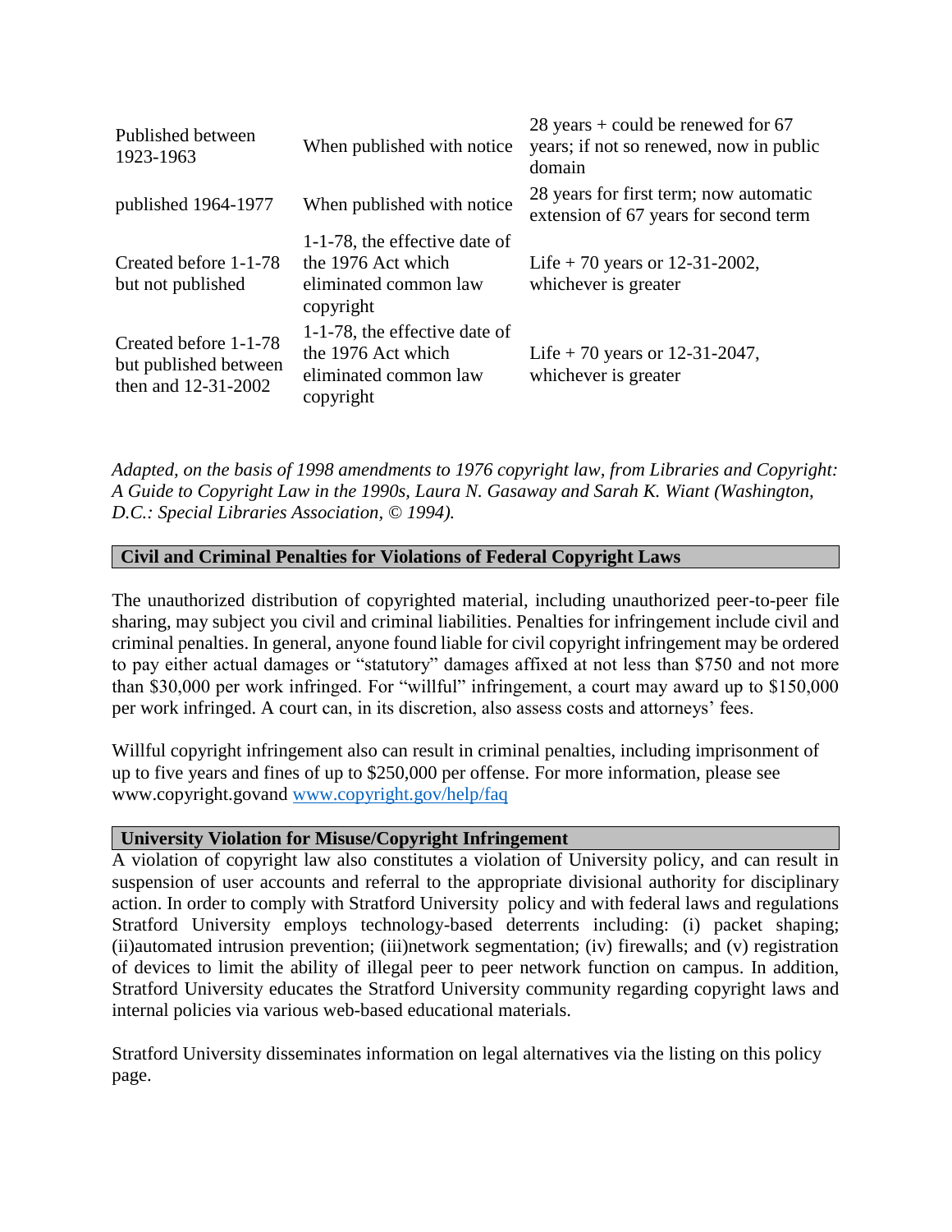| | | |
|---|---|---|
| Published between 1923-1963 | When published with notice | 28 years + could be renewed for 67 years; if not so renewed, now in public domain |
| published 1964-1977 | When published with notice | 28 years for first term; now automatic extension of 67 years for second term |
| Created before 1-1-78 but not published | 1-1-78, the effective date of the 1976 Act which eliminated common law copyright | Life + 70 years or 12-31-2002, whichever is greater |
| Created before 1-1-78 but published between then and 12-31-2002 | 1-1-78, the effective date of the 1976 Act which eliminated common law copyright | Life + 70 years or 12-31-2047, whichever is greater |

*Adapted, on the basis of 1998 amendments to 1976 copyright law, from Libraries and Copyright: A Guide to Copyright Law in the 1990s, Laura N. Gasaway and Sarah K. Wiant (Washington, D.C.: Special Libraries Association, © 1994).*

## Civil and Criminal Penalties for Violations of Federal Copyright Laws

The unauthorized distribution of copyrighted material, including unauthorized peer-to-peer file sharing, may subject you civil and criminal liabilities. Penalties for infringement include civil and criminal penalties. In general, anyone found liable for civil copyright infringement may be ordered to pay either actual damages or "statutory" damages affixed at not less than $750 and not more than $30,000 per work infringed. For "willful" infringement, a court may award up to $150,000 per work infringed. A court can, in its discretion, also assess costs and attorneys' fees.

Willful copyright infringement also can result in criminal penalties, including imprisonment of up to five years and fines of up to $250,000 per offense. For more information, please see www.copyright.govand [www.copyright.gov/help/faq](www.copyright.gov/help/faq)

## University Violation for Misuse/Copyright Infringement

A violation of copyright law also constitutes a violation of University policy, and can result in suspension of user accounts and referral to the appropriate divisional authority for disciplinary action. In order to comply with Stratford University policy and with federal laws and regulations Stratford University employs technology-based deterrents including: (i) packet shaping; (ii)automated intrusion prevention; (iii)network segmentation; (iv) firewalls; and (v) registration of devices to limit the ability of illegal peer to peer network function on campus. In addition, Stratford University educates the Stratford University community regarding copyright laws and internal policies via various web-based educational materials.

Stratford University disseminates information on legal alternatives via the listing on this policy page.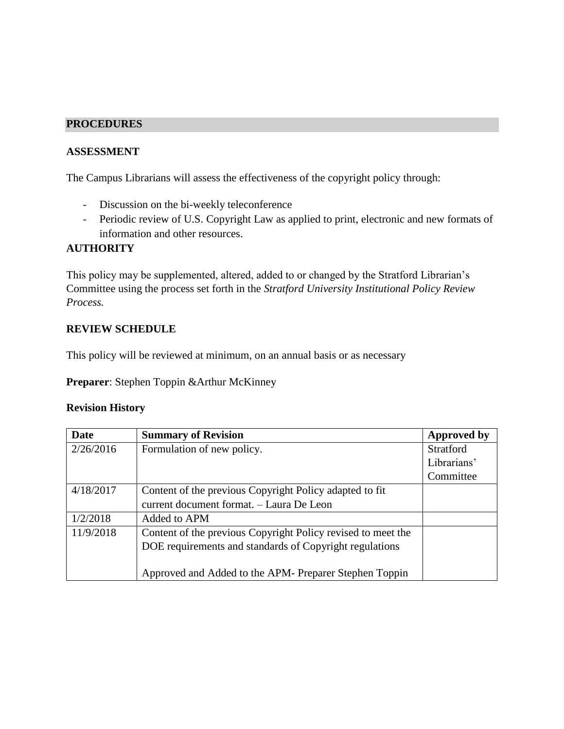## PROCEDURES

### ASSESSMENT

The Campus Librarians will assess the effectiveness of the copyright policy through:

- Discussion on the bi-weekly teleconference
- Periodic review of U.S. Copyright Law as applied to print, electronic and new formats of information and other resources.

### AUTHORITY

This policy may be supplemented, altered, added to or changed by the Stratford Librarian's Committee using the process set forth in the *Stratford University Institutional Policy Review Process.*

### REVIEW SCHEDULE

This policy will be reviewed at minimum, on an annual basis or as necessary

**Preparer**: Stephen Toppin &Arthur McKinney

**Revision History**

| Date | Summary of Revision | Approved by |
|---|---|---|
| 2/26/2016 | Formulation of new policy. | Stratford Librarians' Committee |
| 4/18/2017 | Content of the previous Copyright Policy adapted to fit current document format. – Laura De Leon | |
| 1/2/2018 | Added to APM | |
| 11/9/2018 | Content of the previous Copyright Policy revised to meet the DOE requirements and standards of Copyright regulations<br><br>Approved and Added to the APM- Preparer Stephen Toppin | |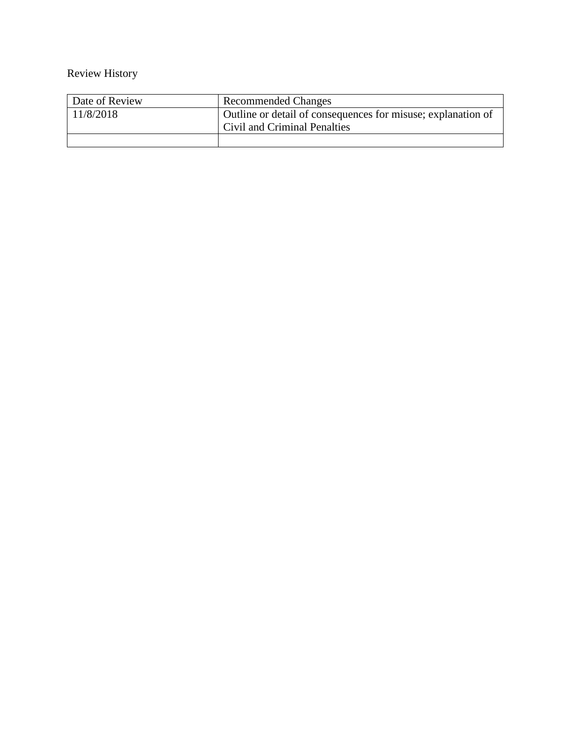Review History

| Date of Review | Recommended Changes |
| --- | --- |
| 11/8/2018 | Outline or detail of consequences for misuse; explanation of Civil and Criminal Penalties |
| | |